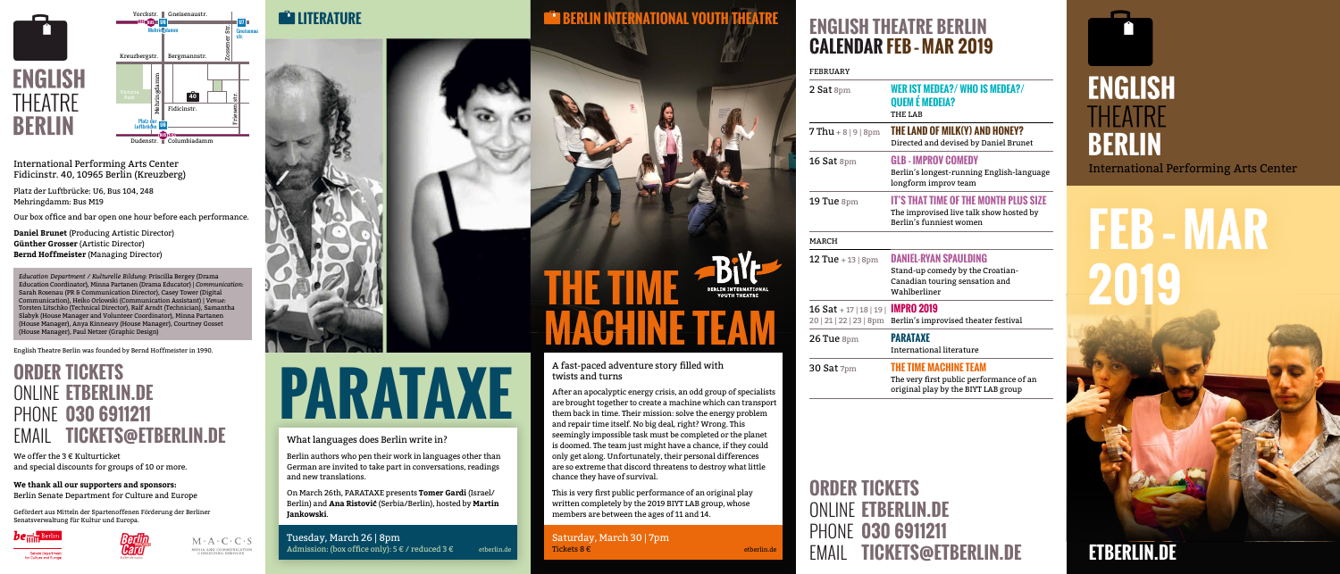# ENGLISH THEATRE BERLIN

International Performing Arts Center
Fidicinstr. 40, 10965 Berlin (Kreuzberg)

Platz der Luftbrücke: U6, Bus 104, 248
Mehringdamm: Bus M19

Our box office and bar open one hour before each performance.

**Daniel Brunet** (Producing Artistic Director)
**Günther Grosser** (Artistic Director)
**Bernd Hoffmeister** (Managing Director)

*Education Department / Kulturelle Bildung:* Priscilla Bergey (Drama Education Coordinator), Minna Partanen (Drama Educator) | *Communication:* Sarah Rosenau (PR & Communication Director), Casey Tower (Digital Communication), Heiko Orlowski (Communication Assistant) | *Venue:* Torsten Litschko (Technical Director), Ralf Arndt (Technician), Samantha Slabyk (House Manager and Volunteer Coordinator), Minna Partanen (House Manager), Anya Kinnesey (House Manager), Courtney Gosset (House Manager), Paul Netzer (Graphic Design)

English Theatre Berlin was founded by Bernd Hoffmeister in 1990.

## ORDER TICKETS

ONLINE **ETBERLIN.DE**
PHONE **030 6911211**
EMAIL **TICKETS@ETBERLIN.DE**

We offer the 3 € Kulturticket
and special discounts for groups of 10 or more.

**We thank all our supporters and sponsors:**
Berlin Senate Department for Culture and Europe

Gefördert aus Mitteln der Spartenoffenen Förderung der Berliner Senatsverwaltung für Kultur und Europa.

## LITERATURE

# PARATAXE

What languages does Berlin write in?

Berlin authors who pen their work in languages other than German are invited to take part in conversations, readings and new translations.

On March 26th, PARATAXE presents **Tomer Gardi** (Israel/ Berlin) and **Ana Ristović** (Serbia/Berlin), hosted by **Martin Jankowski**.

Tuesday, March 26 | 8pm
Admission: (box office only): 5 € / reduced 3 €
etberlin.de

## BERLIN INTERNATIONAL YOUTH THEATRE

# THE TIME MACHINE TEAM

A fast-paced adventure story filled with twists and turns

After an apocalyptic energy crisis, an odd group of specialists are brought together to create a machine which can transport them back in time. Their mission: solve the energy problem and repair time itself. No big deal, right? Wrong. This seemingly impossible task must be completed or the planet is doomed. The team just might have a chance, if they could only get along. Unfortunately, their personal differences are so extreme that discord threatens to destroy what little chance they have of survival.

This is very first public performance of an original play written completely by the 2019 BIYT LAB group, whose members are between the ages of 11 and 14.

Saturday, March 30 | 7pm
Tickets 8 €
etberlin.de

## ENGLISH THEATRE BERLIN CALENDAR FEB - MAR 2019

FEBRUARY

| Date | Event |
|---|---|
| 2 Sat 8pm | **WER IST MEDEA?/ WHO IS MEDEA?/ QUEM É MEDEIA?** THE LAB |
| 7 Thu + 8 \| 9 \| 8pm | **THE LAND OF MILK(Y) AND HONEY?** Directed and devised by Daniel Brunet |
| 16 Sat 8pm | **GLB - IMPROV COMEDY** Berlin's longest-running English-language longform improv team |
| 19 Tue 8pm | **IT'S THAT TIME OF THE MONTH PLUS SIZE** The improvised live talk show hosted by Berlin's funniest women |

MARCH

| Date | Event |
|---|---|
| 12 Tue + 13 \| 8pm | **DANIEL-RYAN SPAULDING** Stand-up comedy by the Croatian-Canadian touring sensation and Wahlberliner |
| 16 Sat + 17 \| 18 \| 19 \| 20 \| 21 \| 22 \| 23 \| 8pm | **IMPRO 2019** Berlin's improvised theater festival |
| 26 Tue 8pm | **PARATAXE** International literature |
| 30 Sat 7pm | **THE TIME MACHINE TEAM** The very first public performance of an original play by the BIYT LAB group |

## ORDER TICKETS

ONLINE **ETBERLIN.DE**
PHONE **030 6911211**
EMAIL **TICKETS@ETBERLIN.DE**

# ENGLISH THEATRE BERLIN

International Performing Arts Center

# FEB - MAR 2019

**ETBERLIN.DE**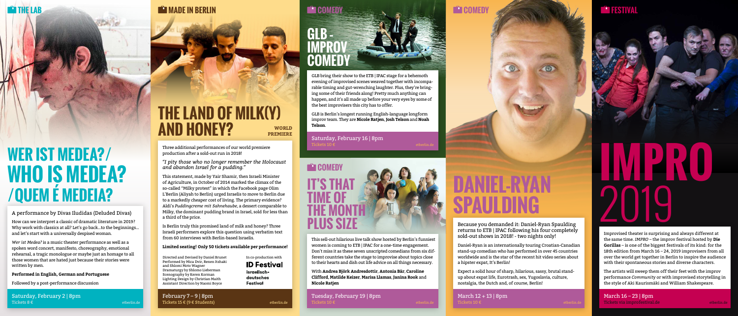THE LAB

# WER IST MEDEA? / WHO IS MEDEA? / QUEM É MEDEIA?

A performance by Divas Iludidas (Deluded Divas)

How can we interpret a classic of dramatic literature in 2019? Why work with classics at all? Let's go back...to the beginnings... and let's start with a universally despised woman.

*Wer ist Medea?* is a music theater performance as well as a spoken word concert, manifesto, choreography, emotional rehearsal, a tragic monologue or maybe just an homage to all those women that are hated just because their stories were written by men.

**Performed in English, German and Portuguese**

Followed by a post-performance discussion

Saturday, February 2 | 8pm
Tickets 8 € etberlin.de

MADE IN BERLIN

# THE LAND OF MILK(Y) AND HONEY?

**WORLD PREMIERE**

Three additional performances of our world premiere production after a sold-out run in 2018!

*"I pity those who no longer remember the Holocaust and abandon Israel for a pudding."*

This statement, made by Yair Shamir, then Israeli Minister of Agriculture, in October of 2014 marked the climax of the so-called "Milky protest" in which the Facebook page Olim L'Berlin (Aliyah to Berlin) urged Israelis to move to Berlin due to a markedly cheaper cost of living. The primary evidence? Aldi's *Puddingcreme mit Sahnehaube*, a dessert comparable to Milky, the dominant pudding brand in Israel, sold for less than a third of the price.

Is Berlin truly this promised land of milk and honey? Three Israeli performers explore this question using verbatim text from 60 interviews with Berlin-based Israelis.

**Limited seating! Only 50 tickets available per performance!**

Directed and Devised by Daniel Brunet
Performed by Mica Dvir, Renen Itzhaki and Shlomi Moto Wagner
Dramaturgy by Shlomo Lieberman
Scenography by Keren Korman
Lighting Design by Christian Maith
Assistant Direction by Naomi Boyce

In co-production with
**ID Festival**
israelisch-deutsches Festival

February 7 – 9 | 8pm
Tickets 15 € (9 € Students) etberlin.de

COMEDY

# GLB - IMPROV COMEDY

GLB bring their show to the ETB | IPAC stage for a behemoth evening of improvised scenes weaved together with incomparable timing and gut-wrenching laughter. Plus, they're bringing some of their friends along! Pretty much anything can happen, and it's all made up before your very eyes by some of the best improvisers this city has to offer.

GLB is Berlin's longest running English-language longform improv team. They are **Nicole Ratjen**, **Josh Telson** and **Noah Telson**.

Saturday, February 16 | 8pm
Tickets 10 € etberlin.de

COMEDY

# IT'S THAT TIME OF THE MONTH PLUS SIZE

This sell-out hilarious live talk show hosted by Berlin's funniest women is coming to ETB | IPAC for a one-time engagement. Don't miss it as these seven unscripted comedians from six different countries take the stage to improvise about topics close to their hearts and dish out life advice on all things necessary.

With **Andrea Björk Andresdottir**, **Antonia Bär**, **Caroline Clifford**, **Matilde Keizer**, **Marisa Llamas**, **Janina Rook** and **Nicole Ratjen**

Tuesday, February 19 | 8pm
Tickets 10 € etberlin.de

COMEDY

# DANIEL-RYAN SPAULDING

Because you demanded it: Daniel-Ryan Spaulding returns to ETB | IPAC following his four completely sold-out shows in 2018! - two nights only!

Daniel-Ryan is an internationally touring Croatian-Canadian stand-up comedian who has performed in over 45 countries worldwide and is the star of the recent hit video series about a hipster expat, It's Berlin!

Expect a solid hour of sharp, hilarious, sassy, brutal stand-up about expat life, Eurotrash, sex, Yugoslavia, culture, nostalgia, the Dutch and, of course, Berlin!

March 12 + 13 | 8pm
Tickets 10 € etberlin.de

FESTIVAL

# IMPRO 2019

Improvised theater is surprising and always different at the same time. *IMPRO* – the improv festival hosted by **Die Gorillas** – is one of the biggest festivals of its kind: for the 18th edition from March 16 – 24, 2019 improvisers from all over the world get together in Berlin to inspire the audience with their spontaneous stories and diverse characters.

The artists will sweep them off their feet with the improv performance *Community* or with improvised storytelling in the style of Aki Kaurismäki and William Shakespeare.

March 16 – 23 | 8pm
Tickets via improfestival.de etberlin.de